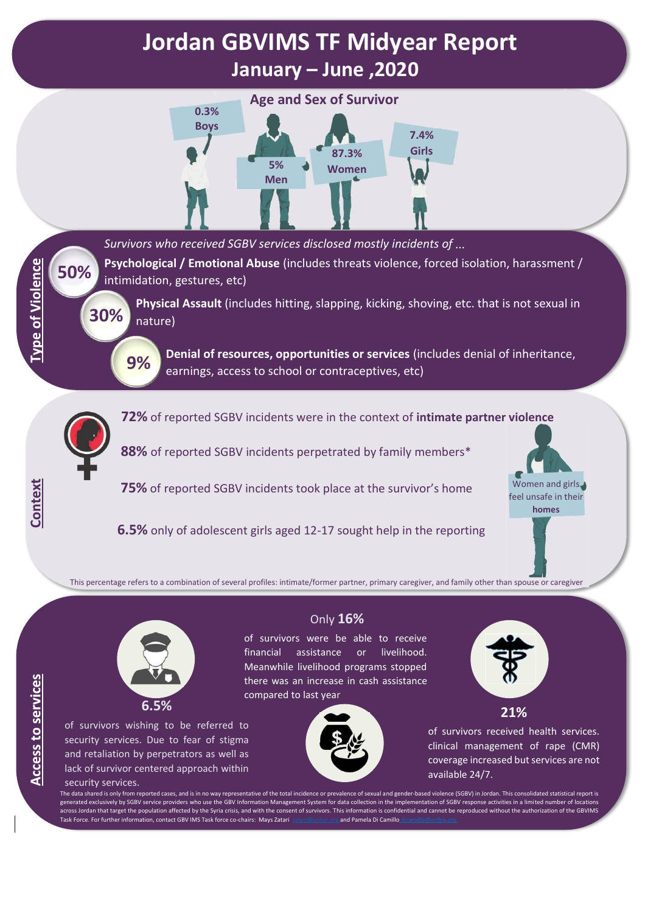# Jordan GBVIMS TF Midyear Report

## January – June ,2020

### Age and Sex of Survivor

- 0.3% Boys
- 5% Men
- 87.3% Women
- 7.4% Girls

## Type of Violence

*Survivors who received SGBV services disclosed mostly incidents of ...*

**50%** **Psychological / Emotional Abuse** (includes threats violence, forced isolation, harassment / intimidation, gestures, etc)

**30%** **Physical Assault** (includes hitting, slapping, kicking, shoving, etc. that is not sexual in nature)

**9%** **Denial of resources, opportunities or services** (includes denial of inheritance, earnings, access to school or contraceptives, etc)

## Context

**72%** of reported SGBV incidents were in the context of **intimate partner violence**

**88%** of reported SGBV incidents perpetrated by family members*

**75%** of reported SGBV incidents took place at the survivor's home

**6.5%** only of adolescent girls aged 12-17 sought help in the reporting

Women and girls feel unsafe in their **homes**

This percentage refers to a combination of several profiles: intimate/former partner, primary caregiver, and family other than spouse or caregiver

## Access to services

**6.5%**

of survivors wishing to be referred to security services. Due to fear of stigma and retaliation by perpetrators as well as lack of survivor centered approach within security services.

Only **16%**

of survivors were be able to receive financial assistance or livelihood. Meanwhile livelihood programs stopped there was an increase in cash assistance compared to last year

**21%**

of survivors received health services. clinical management of rape (CMR) coverage increased but services are not available 24/7.

The data shared is only from reported cases, and is in no way representative of the total incidence or prevalence of sexual and gender-based violence (SGBV) in Jordan. This consolidated statistical report is generated exclusively by SGBV service providers who use the GBV Information Management System for data collection in the implementation of SGBV response activities in a limited number of locations across Jordan that target the population affected by the Syria crisis, and with the consent of survivors. This information is confidential and cannot be reproduced without the authorization of the GBVIMS Task Force. For further information, contact GBV IMS Task force co-chairs: Mays Zatari zatari@unhcr.org and Pamela Di Camillo dicamillo@unfpa.org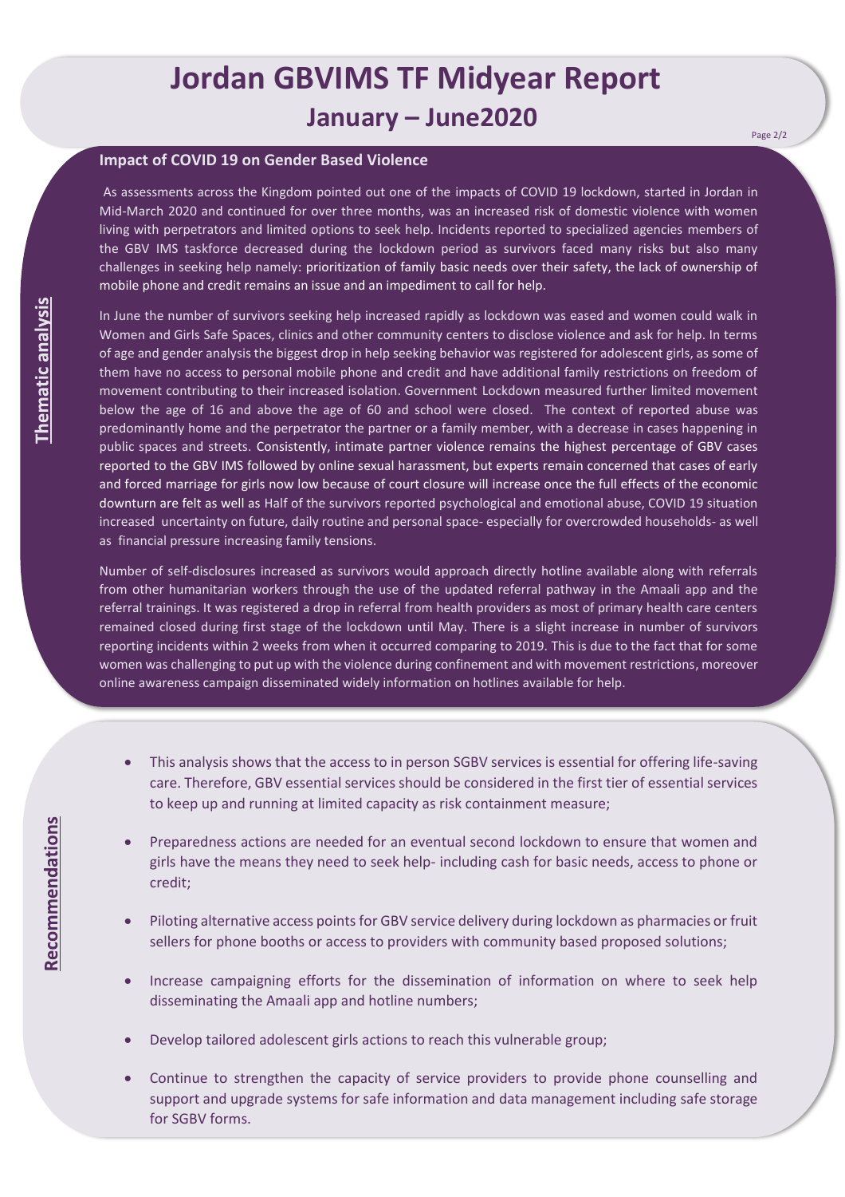# Jordan GBVIMS TF Midyear Report
## January – June2020

**Thematic analysis**

### Impact of COVID 19 on Gender Based Violence

As assessments across the Kingdom pointed out one of the impacts of COVID 19 lockdown, started in Jordan in Mid-March 2020 and continued for over three months, was an increased risk of domestic violence with women living with perpetrators and limited options to seek help. Incidents reported to specialized agencies members of the GBV IMS taskforce decreased during the lockdown period as survivors faced many risks but also many challenges in seeking help namely: prioritization of family basic needs over their safety, the lack of ownership of mobile phone and credit remains an issue and an impediment to call for help.

In June the number of survivors seeking help increased rapidly as lockdown was eased and women could walk in Women and Girls Safe Spaces, clinics and other community centers to disclose violence and ask for help. In terms of age and gender analysis the biggest drop in help seeking behavior was registered for adolescent girls, as some of them have no access to personal mobile phone and credit and have additional family restrictions on freedom of movement contributing to their increased isolation. Government Lockdown measured further limited movement below the age of 16 and above the age of 60 and school were closed. The context of reported abuse was predominantly home and the perpetrator the partner or a family member, with a decrease in cases happening in public spaces and streets. Consistently, intimate partner violence remains the highest percentage of GBV cases reported to the GBV IMS followed by online sexual harassment, but experts remain concerned that cases of early and forced marriage for girls now low because of court closure will increase once the full effects of the economic downturn are felt as well as Half of the survivors reported psychological and emotional abuse, COVID 19 situation increased uncertainty on future, daily routine and personal space- especially for overcrowded households- as well as financial pressure increasing family tensions.

Number of self-disclosures increased as survivors would approach directly hotline available along with referrals from other humanitarian workers through the use of the updated referral pathway in the Amaali app and the referral trainings. It was registered a drop in referral from health providers as most of primary health care centers remained closed during first stage of the lockdown until May. There is a slight increase in number of survivors reporting incidents within 2 weeks from when it occurred comparing to 2019. This is due to the fact that for some women was challenging to put up with the violence during confinement and with movement restrictions, moreover online awareness campaign disseminated widely information on hotlines available for help.

**Recommendations**

- This analysis shows that the access to in person SGBV services is essential for offering life-saving care. Therefore, GBV essential services should be considered in the first tier of essential services to keep up and running at limited capacity as risk containment measure;
- Preparedness actions are needed for an eventual second lockdown to ensure that women and girls have the means they need to seek help- including cash for basic needs, access to phone or credit;
- Piloting alternative access points for GBV service delivery during lockdown as pharmacies or fruit sellers for phone booths or access to providers with community based proposed solutions;
- Increase campaigning efforts for the dissemination of information on where to seek help disseminating the Amaali app and hotline numbers;
- Develop tailored adolescent girls actions to reach this vulnerable group;
- Continue to strengthen the capacity of service providers to provide phone counselling and support and upgrade systems for safe information and data management including safe storage for SGBV forms.